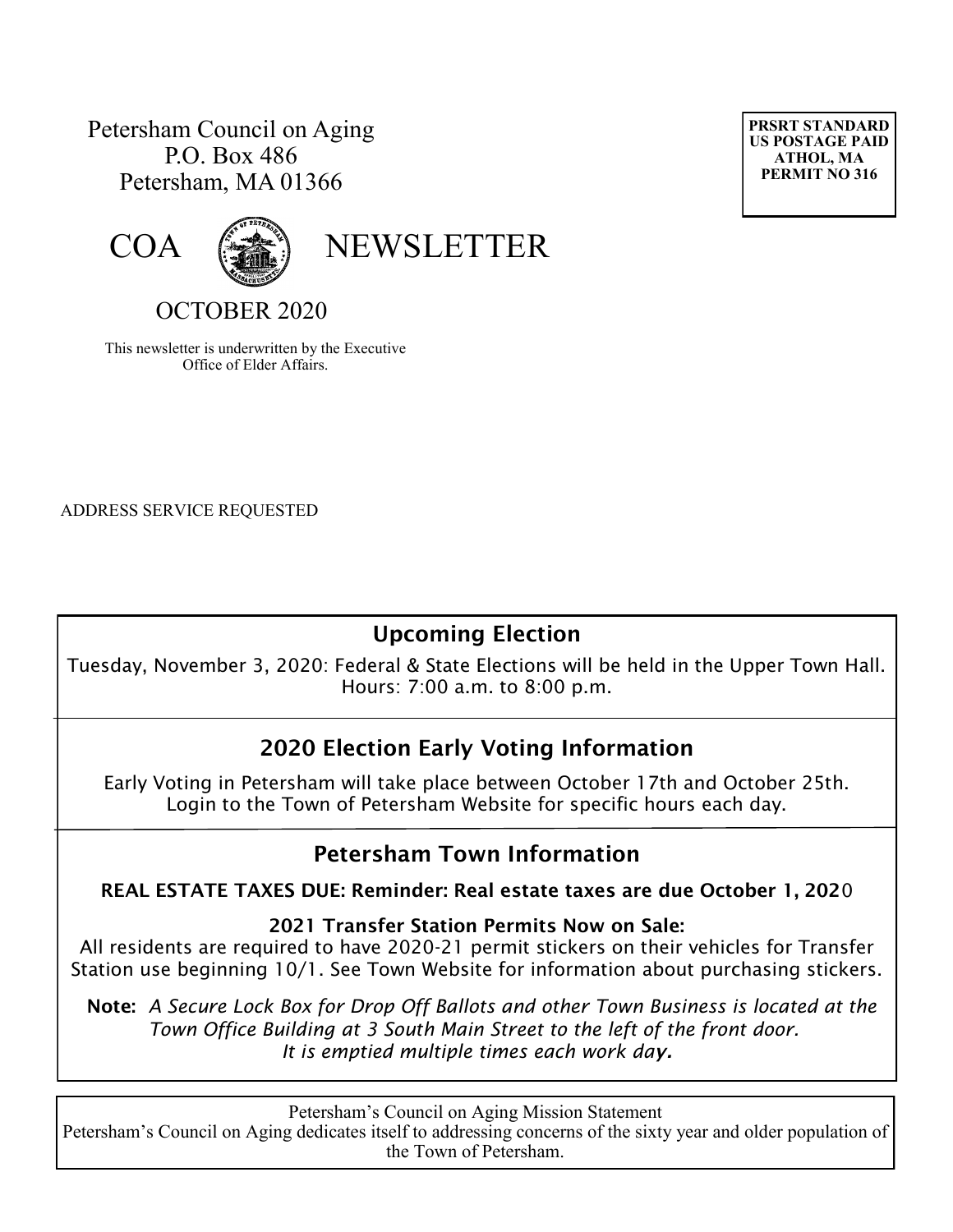Petersham Council on Aging
P.O. Box 486
Petersham, MA 01366

**PRSRT STANDARD**
**US POSTAGE PAID**
**ATHOL, MA**
**PERMIT NO 316**

# COA NEWSLETTER

## OCTOBER 2020

This newsletter is underwritten by the Executive Office of Elder Affairs.

ADDRESS SERVICE REQUESTED

## Upcoming Election

Tuesday, November 3, 2020: Federal & State Elections will be held in the Upper Town Hall.
Hours: 7:00 a.m. to 8:00 p.m.

## 2020 Election Early Voting Information

Early Voting in Petersham will take place between October 17th and October 25th.
Login to the Town of Petersham Website for specific hours each day.

## Petersham Town Information

**REAL ESTATE TAXES DUE: Reminder: Real estate taxes are due October 1, 2020**

**2021 Transfer Station Permits Now on Sale:**
All residents are required to have 2020-21 permit stickers on their vehicles for Transfer Station use beginning 10/1. See Town Website for information about purchasing stickers.

**Note:** *A Secure Lock Box for Drop Off Ballots and other Town Business is located at the Town Office Building at 3 South Main Street to the left of the front door. It is emptied multiple times each work day.*

Petersham's Council on Aging Mission Statement
Petersham's Council on Aging dedicates itself to addressing concerns of the sixty year and older population of the Town of Petersham.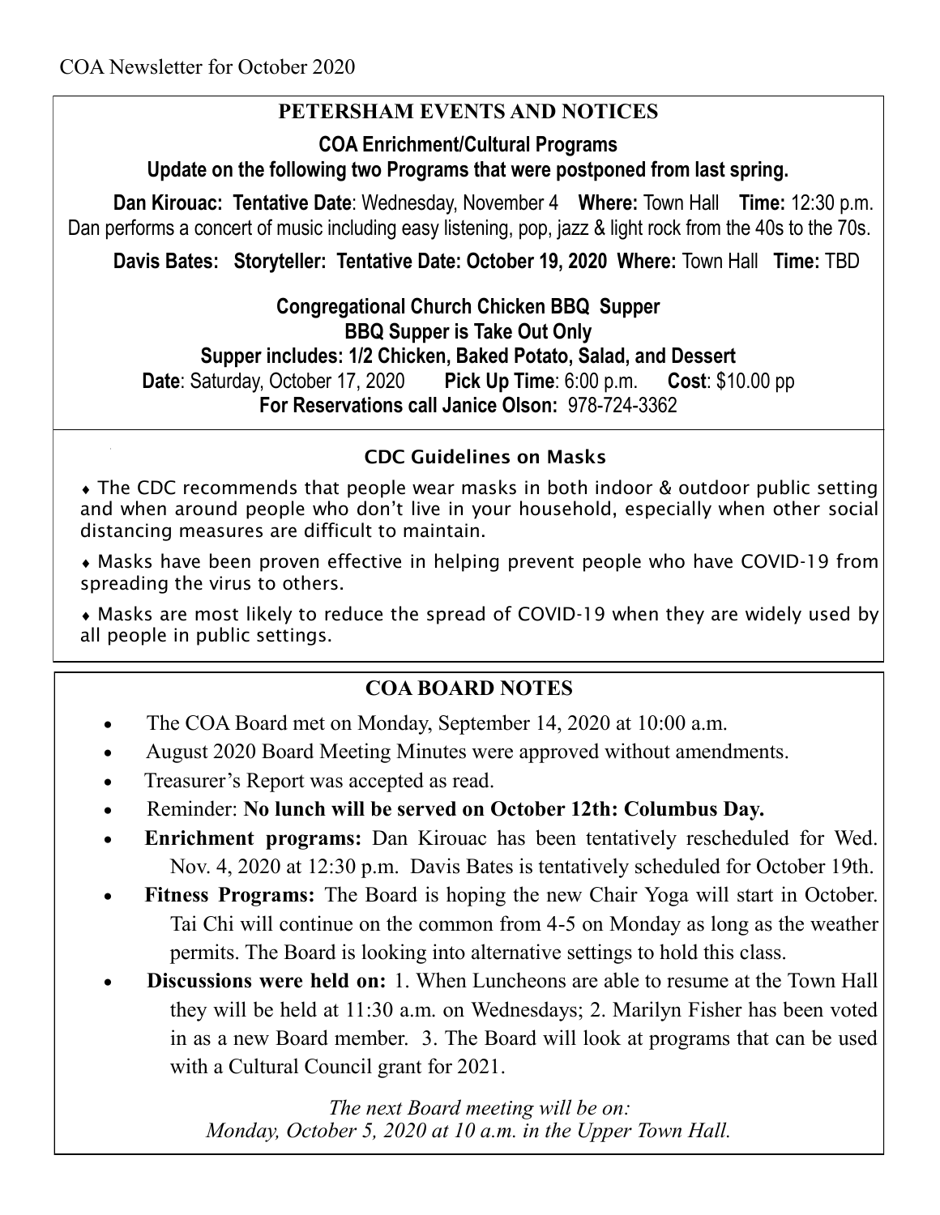COA Newsletter for October 2020

## PETERSHAM EVENTS AND NOTICES

### COA Enrichment/Cultural Programs

**Update on the following two Programs that were postponed from last spring.**

**Dan Kirouac: Tentative Date**: Wednesday, November 4 **Where:** Town Hall **Time:** 12:30 p.m.
Dan performs a concert of music including easy listening, pop, jazz & light rock from the 40s to the 70s.

**Davis Bates: Storyteller: Tentative Date: October 19, 2020 Where:** Town Hall **Time:** TBD

### Congregational Church Chicken BBQ Supper

**BBQ Supper is Take Out Only**

**Supper includes: 1/2 Chicken, Baked Potato, Salad, and Dessert**

**Date**: Saturday, October 17, 2020 **Pick Up Time**: 6:00 p.m. **Cost**: $10.00 pp

**For Reservations call Janice Olson:** 978-724-3362

### CDC Guidelines on Masks

- The CDC recommends that people wear masks in both indoor & outdoor public setting and when around people who don't live in your household, especially when other social distancing measures are difficult to maintain.
- Masks have been proven effective in helping prevent people who have COVID-19 from spreading the virus to others.
- Masks are most likely to reduce the spread of COVID-19 when they are widely used by all people in public settings.

## COA BOARD NOTES

- The COA Board met on Monday, September 14, 2020 at 10:00 a.m.
- August 2020 Board Meeting Minutes were approved without amendments.
- Treasurer's Report was accepted as read.
- Reminder: **No lunch will be served on October 12th: Columbus Day.**
- **Enrichment programs:** Dan Kirouac has been tentatively rescheduled for Wed. Nov. 4, 2020 at 12:30 p.m. Davis Bates is tentatively scheduled for October 19th.
- **Fitness Programs:** The Board is hoping the new Chair Yoga will start in October. Tai Chi will continue on the common from 4-5 on Monday as long as the weather permits. The Board is looking into alternative settings to hold this class.
- **Discussions were held on:** 1. When Luncheons are able to resume at the Town Hall they will be held at 11:30 a.m. on Wednesdays; 2. Marilyn Fisher has been voted in as a new Board member. 3. The Board will look at programs that can be used with a Cultural Council grant for 2021.

*The next Board meeting will be on:*
*Monday, October 5, 2020 at 10 a.m. in the Upper Town Hall.*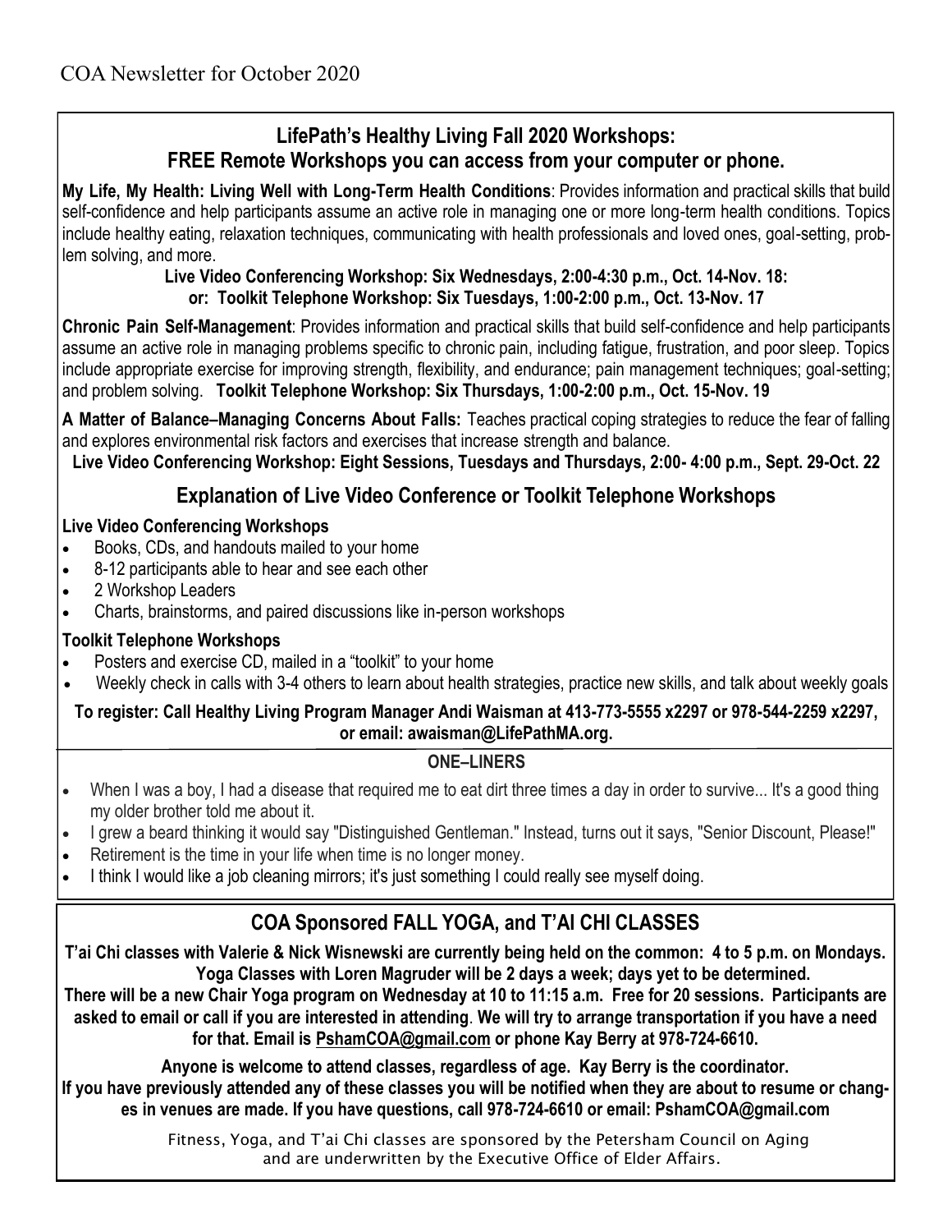COA Newsletter for October 2020

## LifePath's Healthy Living Fall 2020 Workshops: FREE Remote Workshops you can access from your computer or phone.

**My Life, My Health: Living Well with Long-Term Health Conditions**: Provides information and practical skills that build self-confidence and help participants assume an active role in managing one or more long-term health conditions. Topics include healthy eating, relaxation techniques, communicating with health professionals and loved ones, goal-setting, problem solving, and more.

**Live Video Conferencing Workshop: Six Wednesdays, 2:00-4:30 p.m., Oct. 14-Nov. 18:**
**or: Toolkit Telephone Workshop: Six Tuesdays, 1:00-2:00 p.m., Oct. 13-Nov. 17**

**Chronic Pain Self-Management**: Provides information and practical skills that build self-confidence and help participants assume an active role in managing problems specific to chronic pain, including fatigue, frustration, and poor sleep. Topics include appropriate exercise for improving strength, flexibility, and endurance; pain management techniques; goal-setting; and problem solving. **Toolkit Telephone Workshop: Six Thursdays, 1:00-2:00 p.m., Oct. 15-Nov. 19**

**A Matter of Balance–Managing Concerns About Falls:** Teaches practical coping strategies to reduce the fear of falling and explores environmental risk factors and exercises that increase strength and balance.

**Live Video Conferencing Workshop: Eight Sessions, Tuesdays and Thursdays, 2:00- 4:00 p.m., Sept. 29-Oct. 22**

### Explanation of Live Video Conference or Toolkit Telephone Workshops

**Live Video Conferencing Workshops**

- Books, CDs, and handouts mailed to your home
- 8-12 participants able to hear and see each other
- 2 Workshop Leaders
- Charts, brainstorms, and paired discussions like in-person workshops

**Toolkit Telephone Workshops**

- Posters and exercise CD, mailed in a "toolkit" to your home
- Weekly check in calls with 3-4 others to learn about health strategies, practice new skills, and talk about weekly goals

**To register: Call Healthy Living Program Manager Andi Waisman at 413-773-5555 x2297 or 978-544-2259 x2297, or email: awaisman@LifePathMA.org.**

### ONE–LINERS

- When I was a boy, I had a disease that required me to eat dirt three times a day in order to survive... It's a good thing my older brother told me about it.
- I grew a beard thinking it would say "Distinguished Gentleman." Instead, turns out it says, "Senior Discount, Please!"
- Retirement is the time in your life when time is no longer money.
- I think I would like a job cleaning mirrors; it's just something I could really see myself doing.

## COA Sponsored FALL YOGA, and T'AI CHI CLASSES

**T'ai Chi classes with Valerie & Nick Wisnewski are currently being held on the common: 4 to 5 p.m. on Mondays. Yoga Classes with Loren Magruder will be 2 days a week; days yet to be determined.**

**There will be a new Chair Yoga program on Wednesday at 10 to 11:15 a.m. Free for 20 sessions. Participants are asked to email or call if you are interested in attending. We will try to arrange transportation if you have a need for that. Email is PshamCOA@gmail.com or phone Kay Berry at 978-724-6610.**

**Anyone is welcome to attend classes, regardless of age. Kay Berry is the coordinator.**

**If you have previously attended any of these classes you will be notified when they are about to resume or changes in venues are made. If you have questions, call 978-724-6610 or email: PshamCOA@gmail.com**

Fitness, Yoga, and T'ai Chi classes are sponsored by the Petersham Council on Aging and are underwritten by the Executive Office of Elder Affairs.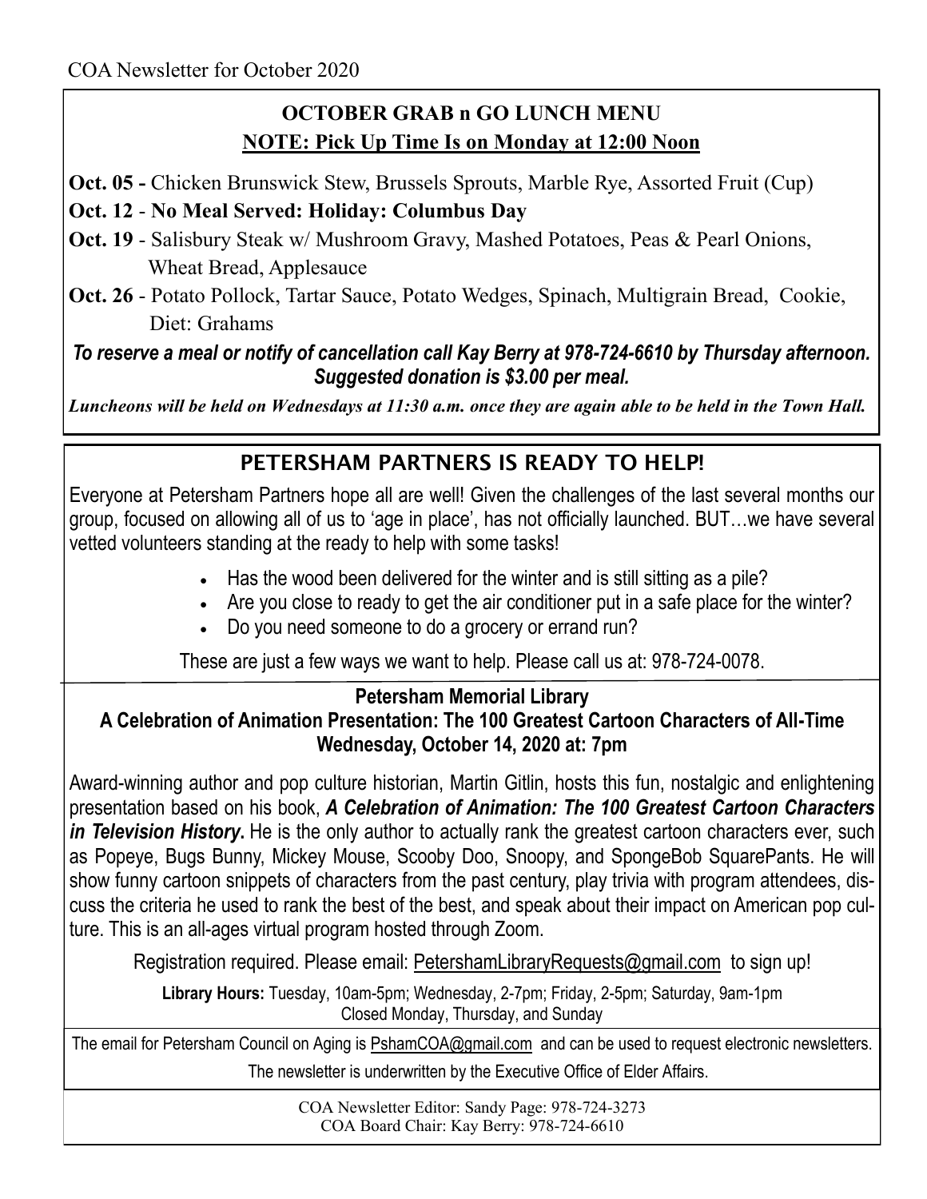COA Newsletter for October 2020

## OCTOBER GRAB n GO LUNCH MENU

**NOTE: Pick Up Time Is on Monday at 12:00 Noon**

**Oct. 05 -** Chicken Brunswick Stew, Brussels Sprouts, Marble Rye, Assorted Fruit (Cup)

**Oct. 12 - No Meal Served: Holiday: Columbus Day**

**Oct. 19** - Salisbury Steak w/ Mushroom Gravy, Mashed Potatoes, Peas & Pearl Onions, Wheat Bread, Applesauce

**Oct. 26** - Potato Pollock, Tartar Sauce, Potato Wedges, Spinach, Multigrain Bread, Cookie, Diet: Grahams

***To reserve a meal or notify of cancellation call Kay Berry at 978-724-6610 by Thursday afternoon. Suggested donation is $3.00 per meal.***

***Luncheons will be held on Wednesdays at 11:30 a.m. once they are again able to be held in the Town Hall.***

## PETERSHAM PARTNERS IS READY TO HELP!

Everyone at Petersham Partners hope all are well! Given the challenges of the last several months our group, focused on allowing all of us to 'age in place', has not officially launched. BUT…we have several vetted volunteers standing at the ready to help with some tasks!

- Has the wood been delivered for the winter and is still sitting as a pile?
- Are you close to ready to get the air conditioner put in a safe place for the winter?
- Do you need someone to do a grocery or errand run?

These are just a few ways we want to help. Please call us at: 978-724-0078.

## Petersham Memorial Library

### A Celebration of Animation Presentation: The 100 Greatest Cartoon Characters of All-Time

### Wednesday, October 14, 2020 at: 7pm

Award-winning author and pop culture historian, Martin Gitlin, hosts this fun, nostalgic and enlightening presentation based on his book, ***A Celebration of Animation: The 100 Greatest Cartoon Characters in Television History***. He is the only author to actually rank the greatest cartoon characters ever, such as Popeye, Bugs Bunny, Mickey Mouse, Scooby Doo, Snoopy, and SpongeBob SquarePants. He will show funny cartoon snippets of characters from the past century, play trivia with program attendees, discuss the criteria he used to rank the best of the best, and speak about their impact on American pop culture. This is an all-ages virtual program hosted through Zoom.

Registration required. Please email: PetershamLibraryRequests@gmail.com to sign up!

**Library Hours:** Tuesday, 10am-5pm; Wednesday, 2-7pm; Friday, 2-5pm; Saturday, 9am-1pm
Closed Monday, Thursday, and Sunday

The email for Petersham Council on Aging is PshamCOA@gmail.com and can be used to request electronic newsletters.

The newsletter is underwritten by the Executive Office of Elder Affairs.

COA Newsletter Editor: Sandy Page: 978-724-3273
COA Board Chair: Kay Berry: 978-724-6610